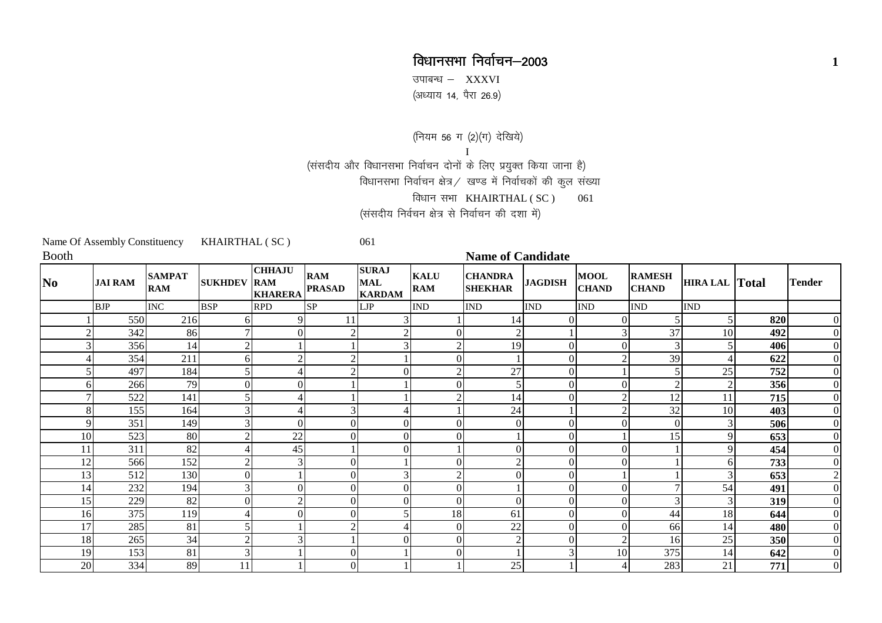# विधानसभा निर्वाचन–2003

उपाबन्ध – XXXVI

(अध्याय 14, पैरा 26.9)

(नियम 56 ग (2)(ग) देखिये)

I

(संसदीय और विधानसभा निर्वाचन दोनों के लिए प्रयुक्त किया जाना है)

विधानसभा निर्वाचन क्षेत्र / खण्ड में निर्वाचकों की कुल संख्या

विधान सभा KHAIRTHAL ( SC ) 061

(संसदीय निर्वचन क्षेत्र से निर्वाचन की दशा में)

Name Of Assembly Constituency KHAIRTHAL ( SC ) 061

| Booth | Name of Candidate | | | | | | | | | | | | | |
|---|---|---|---|---|---|---|---|---|---|---|---|---|---|---|
| No | JAI RAM | SAMPAT RAM | SUKHDEV | CHHAJU RAM KHARERA | RAM PRASAD | SURAJ MAL KARDAM | KALU RAM | CHANDRA SHEKHAR | JAGDISH | MOOL CHAND | RAMESH CHAND | HIRA LAL | Total | Tender |
| | BJP | INC | BSP | RPD | SP | LJP | IND | IND | IND | IND | IND | IND | | |
| 1 | 550 | 216 | 6 | 9 | 11 | 3 | 1 | 14 | 0 | 0 | 5 | 5 | **820** | 0 |
| 2 | 342 | 86 | 7 | 0 | 2 | 2 | 0 | 2 | 1 | 3 | 37 | 10 | **492** | 0 |
| 3 | 356 | 14 | 2 | 1 | 1 | 3 | 2 | 19 | 0 | 0 | 3 | 5 | **406** | 0 |
| 4 | 354 | 211 | 6 | 2 | 2 | 1 | 0 | 1 | 0 | 2 | 39 | 4 | **622** | 0 |
| 5 | 497 | 184 | 5 | 4 | 2 | 0 | 2 | 27 | 0 | 1 | 5 | 25 | **752** | 0 |
| 6 | 266 | 79 | 0 | 0 | 1 | 1 | 0 | 5 | 0 | 0 | 2 | 2 | **356** | 0 |
| 7 | 522 | 141 | 5 | 4 | 1 | 1 | 2 | 14 | 0 | 2 | 12 | 11 | **715** | 0 |
| 8 | 155 | 164 | 3 | 4 | 3 | 4 | 1 | 24 | 1 | 2 | 32 | 10 | **403** | 0 |
| 9 | 351 | 149 | 3 | 0 | 0 | 0 | 0 | 0 | 0 | 0 | 0 | 3 | **506** | 0 |
| 10 | 523 | 80 | 2 | 22 | 0 | 0 | 0 | 1 | 0 | 1 | 15 | 9 | **653** | 0 |
| 11 | 311 | 82 | 4 | 45 | 1 | 0 | 1 | 0 | 0 | 0 | 1 | 9 | **454** | 0 |
| 12 | 566 | 152 | 2 | 3 | 0 | 1 | 0 | 2 | 0 | 0 | 1 | 6 | **733** | 0 |
| 13 | 512 | 130 | 0 | 1 | 0 | 3 | 2 | 0 | 0 | 1 | 1 | 3 | **653** | 2 |
| 14 | 232 | 194 | 3 | 0 | 0 | 0 | 0 | 1 | 0 | 0 | 7 | 54 | **491** | 0 |
| 15 | 229 | 82 | 0 | 2 | 0 | 0 | 0 | 0 | 0 | 0 | 3 | 3 | **319** | 0 |
| 16 | 375 | 119 | 4 | 0 | 0 | 5 | 18 | 61 | 0 | 0 | 44 | 18 | **644** | 0 |
| 17 | 285 | 81 | 5 | 1 | 2 | 4 | 0 | 22 | 0 | 0 | 66 | 14 | **480** | 0 |
| 18 | 265 | 34 | 2 | 3 | 1 | 0 | 0 | 2 | 0 | 2 | 16 | 25 | **350** | 0 |
| 19 | 153 | 81 | 3 | 1 | 0 | 1 | 0 | 1 | 3 | 10 | 375 | 14 | **642** | 0 |
| 20 | 334 | 89 | 11 | 1 | 0 | 1 | 1 | 25 | 1 | 4 | 283 | 21 | **771** | 0 |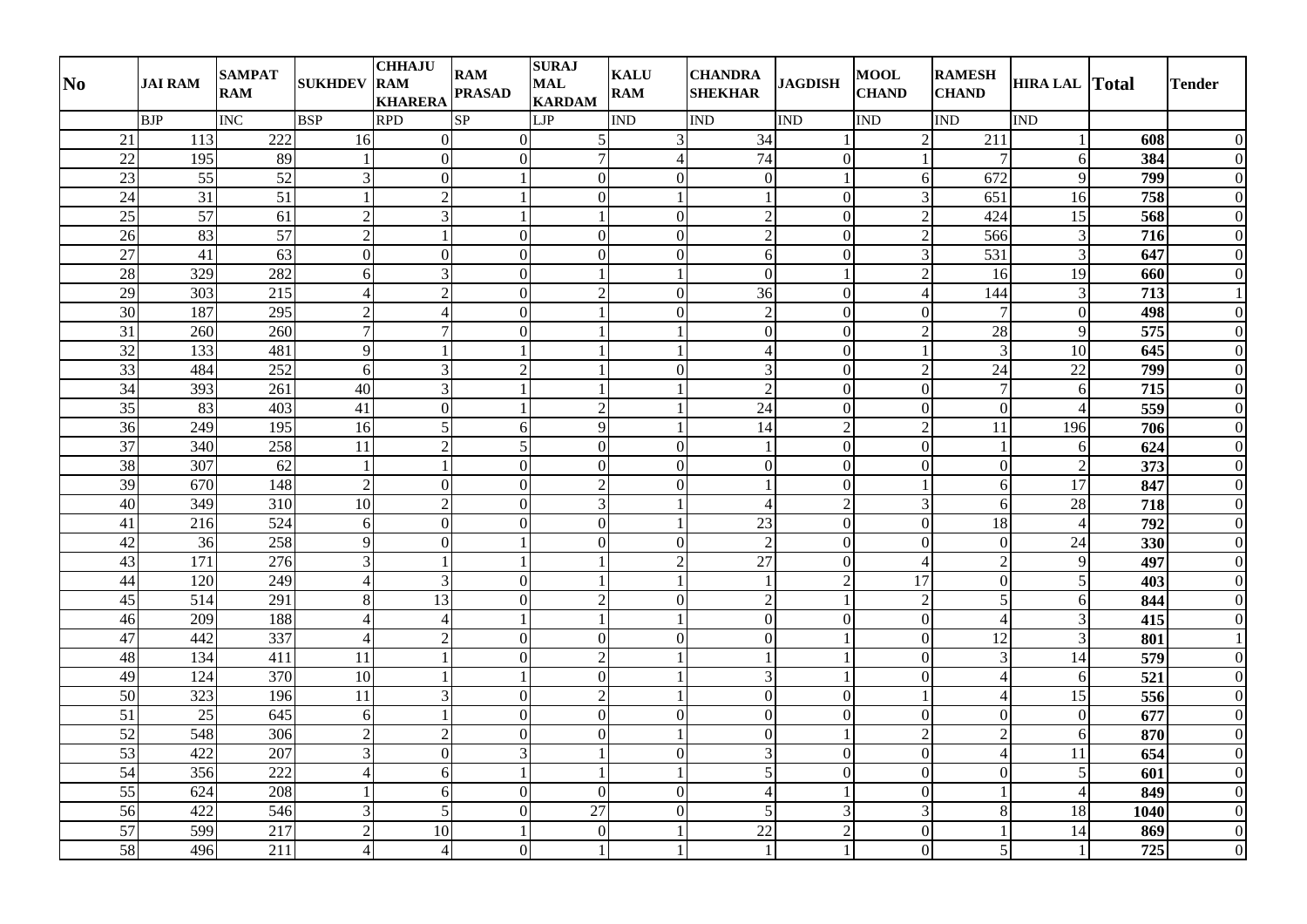| No | JAI RAM | SAMPAT RAM | SUKHDEV | CHHAJU RAM KHARERA | RAM PRASAD | SURAJ MAL KARDAM | KALU RAM | CHANDRA SHEKHAR | JAGDISH | MOOL CHAND | RAMESH CHAND | HIRA LAL | Total | Tender |
|---|---|---|---|---|---|---|---|---|---|---|---|---|---|---|
| | BJP | INC | BSP | RPD | SP | LJP | IND | IND | IND | IND | IND | IND | | |
| 21 | 113 | 222 | 16 | 0 | 0 | 5 | 3 | 34 | 1 | 2 | 211 | 1 | **608** | 0 |
| 22 | 195 | 89 | 1 | 0 | 0 | 7 | 4 | 74 | 0 | 1 | 7 | 6 | **384** | 0 |
| 23 | 55 | 52 | 3 | 0 | 1 | 0 | 0 | 0 | 1 | 6 | 672 | 9 | **799** | 0 |
| 24 | 31 | 51 | 1 | 2 | 1 | 0 | 1 | 1 | 0 | 3 | 651 | 16 | **758** | 0 |
| 25 | 57 | 61 | 2 | 3 | 1 | 1 | 0 | 2 | 0 | 2 | 424 | 15 | **568** | 0 |
| 26 | 83 | 57 | 2 | 1 | 0 | 0 | 0 | 2 | 0 | 2 | 566 | 3 | **716** | 0 |
| 27 | 41 | 63 | 0 | 0 | 0 | 0 | 0 | 6 | 0 | 3 | 531 | 3 | **647** | 0 |
| 28 | 329 | 282 | 6 | 3 | 0 | 1 | 1 | 0 | 1 | 2 | 16 | 19 | **660** | 0 |
| 29 | 303 | 215 | 4 | 2 | 0 | 2 | 0 | 36 | 0 | 4 | 144 | 3 | **713** | 1 |
| 30 | 187 | 295 | 2 | 4 | 0 | 1 | 0 | 2 | 0 | 0 | 7 | 0 | **498** | 0 |
| 31 | 260 | 260 | 7 | 7 | 0 | 1 | 1 | 0 | 0 | 2 | 28 | 9 | **575** | 0 |
| 32 | 133 | 481 | 9 | 1 | 1 | 1 | 1 | 4 | 0 | 1 | 3 | 10 | **645** | 0 |
| 33 | 484 | 252 | 6 | 3 | 2 | 1 | 0 | 3 | 0 | 2 | 24 | 22 | **799** | 0 |
| 34 | 393 | 261 | 40 | 3 | 1 | 1 | 1 | 2 | 0 | 0 | 7 | 6 | **715** | 0 |
| 35 | 83 | 403 | 41 | 0 | 1 | 2 | 1 | 24 | 0 | 0 | 0 | 4 | **559** | 0 |
| 36 | 249 | 195 | 16 | 5 | 6 | 9 | 1 | 14 | 2 | 2 | 11 | 196 | **706** | 0 |
| 37 | 340 | 258 | 11 | 2 | 5 | 0 | 0 | 1 | 0 | 0 | 1 | 6 | **624** | 0 |
| 38 | 307 | 62 | 1 | 1 | 0 | 0 | 0 | 0 | 0 | 0 | 0 | 2 | **373** | 0 |
| 39 | 670 | 148 | 2 | 0 | 0 | 2 | 0 | 1 | 0 | 1 | 6 | 17 | **847** | 0 |
| 40 | 349 | 310 | 10 | 2 | 0 | 3 | 1 | 4 | 2 | 3 | 6 | 28 | **718** | 0 |
| 41 | 216 | 524 | 6 | 0 | 0 | 0 | 1 | 23 | 0 | 0 | 18 | 4 | **792** | 0 |
| 42 | 36 | 258 | 9 | 0 | 1 | 0 | 0 | 2 | 0 | 0 | 0 | 24 | **330** | 0 |
| 43 | 171 | 276 | 3 | 1 | 1 | 1 | 2 | 27 | 0 | 4 | 2 | 9 | **497** | 0 |
| 44 | 120 | 249 | 4 | 3 | 0 | 1 | 1 | 1 | 2 | 17 | 0 | 5 | **403** | 0 |
| 45 | 514 | 291 | 8 | 13 | 0 | 2 | 0 | 2 | 1 | 2 | 5 | 6 | **844** | 0 |
| 46 | 209 | 188 | 4 | 4 | 1 | 1 | 1 | 0 | 0 | 0 | 4 | 3 | **415** | 0 |
| 47 | 442 | 337 | 4 | 2 | 0 | 0 | 0 | 0 | 1 | 0 | 12 | 3 | **801** | 1 |
| 48 | 134 | 411 | 11 | 1 | 0 | 2 | 1 | 1 | 1 | 0 | 3 | 14 | **579** | 0 |
| 49 | 124 | 370 | 10 | 1 | 1 | 0 | 1 | 3 | 1 | 0 | 4 | 6 | **521** | 0 |
| 50 | 323 | 196 | 11 | 3 | 0 | 2 | 1 | 0 | 0 | 1 | 4 | 15 | **556** | 0 |
| 51 | 25 | 645 | 6 | 1 | 0 | 0 | 0 | 0 | 0 | 0 | 0 | 0 | **677** | 0 |
| 52 | 548 | 306 | 2 | 2 | 0 | 0 | 1 | 0 | 1 | 2 | 2 | 6 | **870** | 0 |
| 53 | 422 | 207 | 3 | 0 | 3 | 1 | 0 | 3 | 0 | 0 | 4 | 11 | **654** | 0 |
| 54 | 356 | 222 | 4 | 6 | 1 | 1 | 1 | 5 | 0 | 0 | 0 | 5 | **601** | 0 |
| 55 | 624 | 208 | 1 | 6 | 0 | 0 | 0 | 4 | 1 | 0 | 1 | 4 | **849** | 0 |
| 56 | 422 | 546 | 3 | 5 | 0 | 27 | 0 | 5 | 3 | 3 | 8 | 18 | **1040** | 0 |
| 57 | 599 | 217 | 2 | 10 | 1 | 0 | 1 | 22 | 2 | 0 | 1 | 14 | **869** | 0 |
| 58 | 496 | 211 | 4 | 4 | 0 | 1 | 1 | 1 | 1 | 0 | 5 | 1 | **725** | 0 |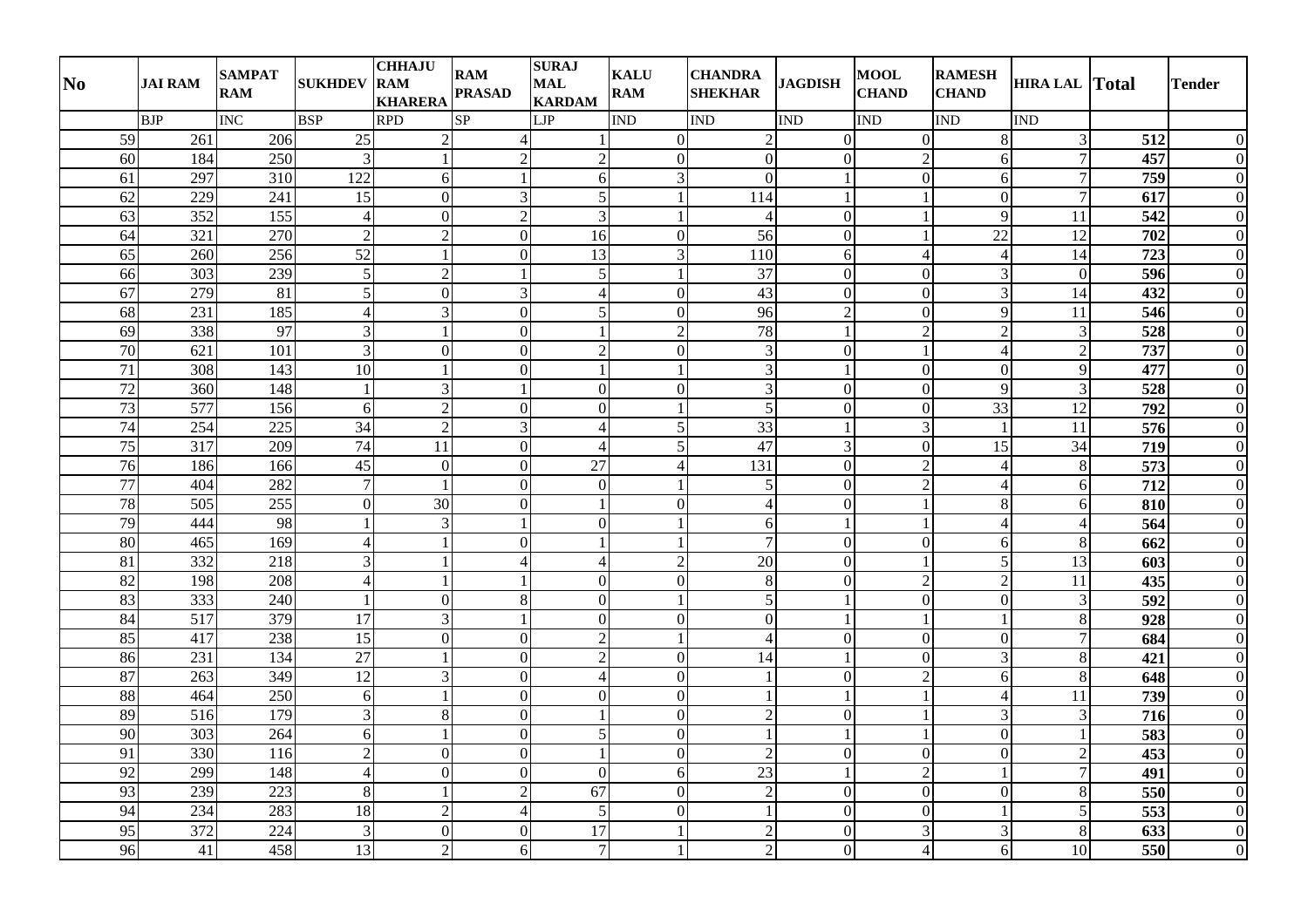| No | JAI RAM | SAMPAT RAM | SUKHDEV | CHHAJU RAM KHARERA | RAM PRASAD | SURAJ MAL KARDAM | KALU RAM | CHANDRA SHEKHAR | JAGDISH | MOOL CHAND | RAMESH CHAND | HIRA LAL | Total | Tender |
|---|---|---|---|---|---|---|---|---|---|---|---|---|---|---|
| | BJP | INC | BSP | RPD | SP | LJP | IND | IND | IND | IND | IND | IND | | |
| 59 | 261 | 206 | 25 | 2 | 4 | 1 | 0 | 2 | 0 | 0 | 8 | 3 | **512** | 0 |
| 60 | 184 | 250 | 3 | 1 | 2 | 2 | 0 | 0 | 0 | 2 | 6 | 7 | **457** | 0 |
| 61 | 297 | 310 | 122 | 6 | 1 | 6 | 3 | 0 | 1 | 0 | 6 | 7 | **759** | 0 |
| 62 | 229 | 241 | 15 | 0 | 3 | 5 | 1 | 114 | 1 | 1 | 0 | 7 | **617** | 0 |
| 63 | 352 | 155 | 4 | 0 | 2 | 3 | 1 | 4 | 0 | 1 | 9 | 11 | **542** | 0 |
| 64 | 321 | 270 | 2 | 2 | 0 | 16 | 0 | 56 | 0 | 1 | 22 | 12 | **702** | 0 |
| 65 | 260 | 256 | 52 | 1 | 0 | 13 | 3 | 110 | 6 | 4 | 4 | 14 | **723** | 0 |
| 66 | 303 | 239 | 5 | 2 | 1 | 5 | 1 | 37 | 0 | 0 | 3 | 0 | **596** | 0 |
| 67 | 279 | 81 | 5 | 0 | 3 | 4 | 0 | 43 | 0 | 0 | 3 | 14 | **432** | 0 |
| 68 | 231 | 185 | 4 | 3 | 0 | 5 | 0 | 96 | 2 | 0 | 9 | 11 | **546** | 0 |
| 69 | 338 | 97 | 3 | 1 | 0 | 1 | 2 | 78 | 1 | 2 | 2 | 3 | **528** | 0 |
| 70 | 621 | 101 | 3 | 0 | 0 | 2 | 0 | 3 | 0 | 1 | 4 | 2 | **737** | 0 |
| 71 | 308 | 143 | 10 | 1 | 0 | 1 | 1 | 3 | 1 | 0 | 0 | 9 | **477** | 0 |
| 72 | 360 | 148 | 1 | 3 | 1 | 0 | 0 | 3 | 0 | 0 | 9 | 3 | **528** | 0 |
| 73 | 577 | 156 | 6 | 2 | 0 | 0 | 1 | 5 | 0 | 0 | 33 | 12 | **792** | 0 |
| 74 | 254 | 225 | 34 | 2 | 3 | 4 | 5 | 33 | 1 | 3 | 1 | 11 | **576** | 0 |
| 75 | 317 | 209 | 74 | 11 | 0 | 4 | 5 | 47 | 3 | 0 | 15 | 34 | **719** | 0 |
| 76 | 186 | 166 | 45 | 0 | 0 | 27 | 4 | 131 | 0 | 2 | 4 | 8 | **573** | 0 |
| 77 | 404 | 282 | 7 | 1 | 0 | 0 | 1 | 5 | 0 | 2 | 4 | 6 | **712** | 0 |
| 78 | 505 | 255 | 0 | 30 | 0 | 1 | 0 | 4 | 0 | 1 | 8 | 6 | **810** | 0 |
| 79 | 444 | 98 | 1 | 3 | 1 | 0 | 1 | 6 | 1 | 1 | 4 | 4 | **564** | 0 |
| 80 | 465 | 169 | 4 | 1 | 0 | 1 | 1 | 7 | 0 | 0 | 6 | 8 | **662** | 0 |
| 81 | 332 | 218 | 3 | 1 | 4 | 4 | 2 | 20 | 0 | 1 | 5 | 13 | **603** | 0 |
| 82 | 198 | 208 | 4 | 1 | 1 | 0 | 0 | 8 | 0 | 2 | 2 | 11 | **435** | 0 |
| 83 | 333 | 240 | 1 | 0 | 8 | 0 | 1 | 5 | 1 | 0 | 0 | 3 | **592** | 0 |
| 84 | 517 | 379 | 17 | 3 | 1 | 0 | 0 | 0 | 1 | 1 | 1 | 8 | **928** | 0 |
| 85 | 417 | 238 | 15 | 0 | 0 | 2 | 1 | 4 | 0 | 0 | 0 | 7 | **684** | 0 |
| 86 | 231 | 134 | 27 | 1 | 0 | 2 | 0 | 14 | 1 | 0 | 3 | 8 | **421** | 0 |
| 87 | 263 | 349 | 12 | 3 | 0 | 4 | 0 | 1 | 0 | 2 | 6 | 8 | **648** | 0 |
| 88 | 464 | 250 | 6 | 1 | 0 | 0 | 0 | 1 | 1 | 1 | 4 | 11 | **739** | 0 |
| 89 | 516 | 179 | 3 | 8 | 0 | 1 | 0 | 2 | 0 | 1 | 3 | 3 | **716** | 0 |
| 90 | 303 | 264 | 6 | 1 | 0 | 5 | 0 | 1 | 1 | 1 | 0 | 1 | **583** | 0 |
| 91 | 330 | 116 | 2 | 0 | 0 | 1 | 0 | 2 | 0 | 0 | 0 | 2 | **453** | 0 |
| 92 | 299 | 148 | 4 | 0 | 0 | 0 | 6 | 23 | 1 | 2 | 1 | 7 | **491** | 0 |
| 93 | 239 | 223 | 8 | 1 | 2 | 67 | 0 | 2 | 0 | 0 | 0 | 8 | **550** | 0 |
| 94 | 234 | 283 | 18 | 2 | 4 | 5 | 0 | 1 | 0 | 0 | 1 | 5 | **553** | 0 |
| 95 | 372 | 224 | 3 | 0 | 0 | 17 | 1 | 2 | 0 | 3 | 3 | 8 | **633** | 0 |
| 96 | 41 | 458 | 13 | 2 | 6 | 7 | 1 | 2 | 0 | 4 | 6 | 10 | **550** | 0 |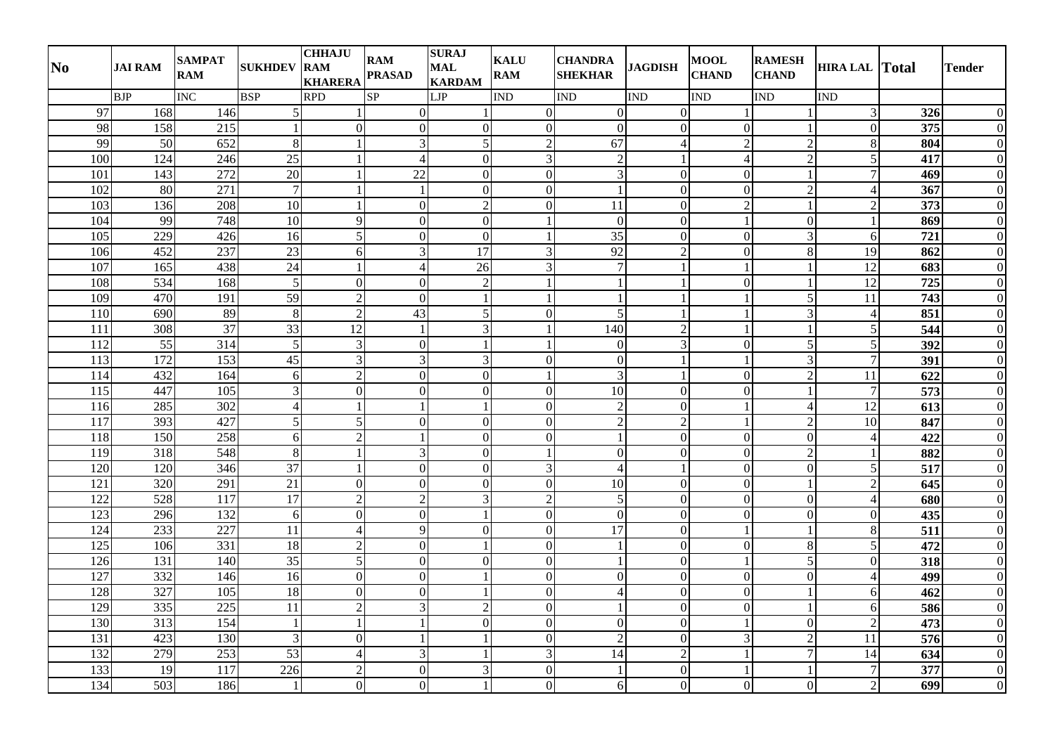| No | JAI RAM | SAMPAT RAM | SUKHDEV | CHHAJU RAM KHARERA | RAM PRASAD | SURAJ MAL KARDAM | KALU RAM | CHANDRA SHEKHAR | JAGDISH | MOOL CHAND | RAMESH CHAND | HIRA LAL | Total | Tender |
|---|---|---|---|---|---|---|---|---|---|---|---|---|---|---|
| | BJP | INC | BSP | RPD | SP | LJP | IND | IND | IND | IND | IND | IND | | |
| 97 | 168 | 146 | 5 | 1 | 0 | 1 | 0 | 0 | 0 | 1 | 1 | 3 | **326** | 0 |
| 98 | 158 | 215 | 1 | 0 | 0 | 0 | 0 | 0 | 0 | 0 | 1 | 0 | **375** | 0 |
| 99 | 50 | 652 | 8 | 1 | 3 | 5 | 2 | 67 | 4 | 2 | 2 | 8 | **804** | 0 |
| 100 | 124 | 246 | 25 | 1 | 4 | 0 | 3 | 2 | 1 | 4 | 2 | 5 | **417** | 0 |
| 101 | 143 | 272 | 20 | 1 | 22 | 0 | 0 | 3 | 0 | 0 | 1 | 7 | **469** | 0 |
| 102 | 80 | 271 | 7 | 1 | 1 | 0 | 0 | 1 | 0 | 0 | 2 | 4 | **367** | 0 |
| 103 | 136 | 208 | 10 | 1 | 0 | 2 | 0 | 11 | 0 | 2 | 1 | 2 | **373** | 0 |
| 104 | 99 | 748 | 10 | 9 | 0 | 0 | 1 | 0 | 0 | 1 | 0 | 1 | **869** | 0 |
| 105 | 229 | 426 | 16 | 5 | 0 | 0 | 1 | 35 | 0 | 0 | 3 | 6 | **721** | 0 |
| 106 | 452 | 237 | 23 | 6 | 3 | 17 | 3 | 92 | 2 | 0 | 8 | 19 | **862** | 0 |
| 107 | 165 | 438 | 24 | 1 | 4 | 26 | 3 | 7 | 1 | 1 | 1 | 12 | **683** | 0 |
| 108 | 534 | 168 | 5 | 0 | 0 | 2 | 1 | 1 | 1 | 0 | 1 | 12 | **725** | 0 |
| 109 | 470 | 191 | 59 | 2 | 0 | 1 | 1 | 1 | 1 | 1 | 5 | 11 | **743** | 0 |
| 110 | 690 | 89 | 8 | 2 | 43 | 5 | 0 | 5 | 1 | 1 | 3 | 4 | **851** | 0 |
| 111 | 308 | 37 | 33 | 12 | 1 | 3 | 1 | 140 | 2 | 1 | 1 | 5 | **544** | 0 |
| 112 | 55 | 314 | 5 | 3 | 0 | 1 | 1 | 0 | 3 | 0 | 5 | 5 | **392** | 0 |
| 113 | 172 | 153 | 45 | 3 | 3 | 3 | 0 | 0 | 1 | 1 | 3 | 7 | **391** | 0 |
| 114 | 432 | 164 | 6 | 2 | 0 | 0 | 1 | 3 | 1 | 0 | 2 | 11 | **622** | 0 |
| 115 | 447 | 105 | 3 | 0 | 0 | 0 | 0 | 10 | 0 | 0 | 1 | 7 | **573** | 0 |
| 116 | 285 | 302 | 4 | 1 | 1 | 1 | 0 | 2 | 0 | 1 | 4 | 12 | **613** | 0 |
| 117 | 393 | 427 | 5 | 5 | 0 | 0 | 0 | 2 | 2 | 1 | 2 | 10 | **847** | 0 |
| 118 | 150 | 258 | 6 | 2 | 1 | 0 | 0 | 1 | 0 | 0 | 0 | 4 | **422** | 0 |
| 119 | 318 | 548 | 8 | 1 | 3 | 0 | 1 | 0 | 0 | 0 | 2 | 1 | **882** | 0 |
| 120 | 120 | 346 | 37 | 1 | 0 | 0 | 3 | 4 | 1 | 0 | 0 | 5 | **517** | 0 |
| 121 | 320 | 291 | 21 | 0 | 0 | 0 | 0 | 10 | 0 | 0 | 1 | 2 | **645** | 0 |
| 122 | 528 | 117 | 17 | 2 | 2 | 3 | 2 | 5 | 0 | 0 | 0 | 4 | **680** | 0 |
| 123 | 296 | 132 | 6 | 0 | 0 | 1 | 0 | 0 | 0 | 0 | 0 | 0 | **435** | 0 |
| 124 | 233 | 227 | 11 | 4 | 9 | 0 | 0 | 17 | 0 | 1 | 1 | 8 | **511** | 0 |
| 125 | 106 | 331 | 18 | 2 | 0 | 1 | 0 | 1 | 0 | 0 | 8 | 5 | **472** | 0 |
| 126 | 131 | 140 | 35 | 5 | 0 | 0 | 0 | 1 | 0 | 1 | 5 | 0 | **318** | 0 |
| 127 | 332 | 146 | 16 | 0 | 0 | 1 | 0 | 0 | 0 | 0 | 0 | 4 | **499** | 0 |
| 128 | 327 | 105 | 18 | 0 | 0 | 1 | 0 | 4 | 0 | 0 | 1 | 6 | **462** | 0 |
| 129 | 335 | 225 | 11 | 2 | 3 | 2 | 0 | 1 | 0 | 0 | 1 | 6 | **586** | 0 |
| 130 | 313 | 154 | 1 | 1 | 1 | 0 | 0 | 0 | 0 | 1 | 0 | 2 | **473** | 0 |
| 131 | 423 | 130 | 3 | 0 | 1 | 1 | 0 | 2 | 0 | 3 | 2 | 11 | **576** | 0 |
| 132 | 279 | 253 | 53 | 4 | 3 | 1 | 3 | 14 | 2 | 1 | 7 | 14 | **634** | 0 |
| 133 | 19 | 117 | 226 | 2 | 0 | 3 | 0 | 1 | 0 | 1 | 1 | 7 | **377** | 0 |
| 134 | 503 | 186 | 1 | 0 | 0 | 1 | 0 | 6 | 0 | 0 | 0 | 2 | **699** | 0 |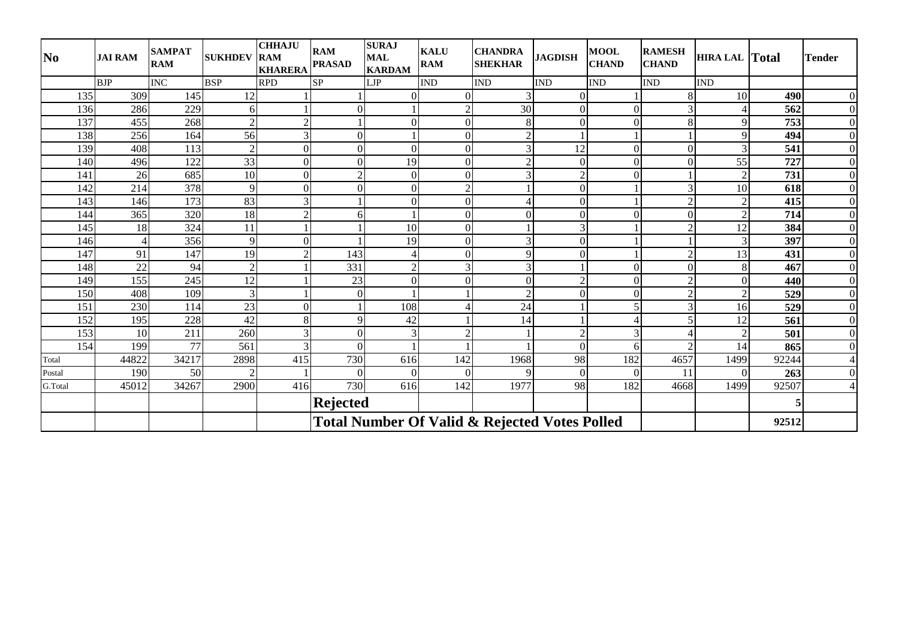| No | JAI RAM | SAMPAT RAM | SUKHDEV | CHHAJU RAM KHARERA | RAM PRASAD | SURAJ MAL KARDAM | KALU RAM | CHANDRA SHEKHAR | JAGDISH | MOOL CHAND | RAMESH CHAND | HIRA LAL | Total | Tender |
|---|---|---|---|---|---|---|---|---|---|---|---|---|---|---|
| | BJP | INC | BSP | RPD | SP | LJP | IND | IND | IND | IND | IND | IND | | |
| 135 | 309 | 145 | 12 | 1 | 1 | 0 | 0 | 3 | 0 | 1 | 8 | 10 | **490** | 0 |
| 136 | 286 | 229 | 6 | 1 | 0 | 1 | 2 | 30 | 0 | 0 | 3 | 4 | **562** | 0 |
| 137 | 455 | 268 | 2 | 2 | 1 | 0 | 0 | 8 | 0 | 0 | 8 | 9 | **753** | 0 |
| 138 | 256 | 164 | 56 | 3 | 0 | 1 | 0 | 2 | 1 | 1 | 1 | 9 | **494** | 0 |
| 139 | 408 | 113 | 2 | 0 | 0 | 0 | 0 | 3 | 12 | 0 | 0 | 3 | **541** | 0 |
| 140 | 496 | 122 | 33 | 0 | 0 | 19 | 0 | 2 | 0 | 0 | 0 | 55 | **727** | 0 |
| 141 | 26 | 685 | 10 | 0 | 2 | 0 | 0 | 3 | 2 | 0 | 1 | 2 | **731** | 0 |
| 142 | 214 | 378 | 9 | 0 | 0 | 0 | 2 | 1 | 0 | 1 | 3 | 10 | **618** | 0 |
| 143 | 146 | 173 | 83 | 3 | 1 | 0 | 0 | 4 | 0 | 1 | 2 | 2 | **415** | 0 |
| 144 | 365 | 320 | 18 | 2 | 6 | 1 | 0 | 0 | 0 | 0 | 0 | 2 | **714** | 0 |
| 145 | 18 | 324 | 11 | 1 | 1 | 10 | 0 | 1 | 3 | 1 | 2 | 12 | **384** | 0 |
| 146 | 4 | 356 | 9 | 0 | 1 | 19 | 0 | 3 | 0 | 1 | 1 | 3 | **397** | 0 |
| 147 | 91 | 147 | 19 | 2 | 143 | 4 | 0 | 9 | 0 | 1 | 2 | 13 | **431** | 0 |
| 148 | 22 | 94 | 2 | 1 | 331 | 2 | 3 | 3 | 1 | 0 | 0 | 8 | **467** | 0 |
| 149 | 155 | 245 | 12 | 1 | 23 | 0 | 0 | 0 | 2 | 0 | 2 | 0 | **440** | 0 |
| 150 | 408 | 109 | 3 | 1 | 0 | 1 | 1 | 2 | 0 | 0 | 2 | 2 | **529** | 0 |
| 151 | 230 | 114 | 23 | 0 | 1 | 108 | 4 | 24 | 1 | 5 | 3 | 16 | **529** | 0 |
| 152 | 195 | 228 | 42 | 8 | 9 | 42 | 1 | 14 | 1 | 4 | 5 | 12 | **561** | 0 |
| 153 | 10 | 211 | 260 | 3 | 0 | 3 | 2 | 1 | 2 | 3 | 4 | 2 | **501** | 0 |
| 154 | 199 | 77 | 561 | 3 | 0 | 1 | 1 | 1 | 0 | 6 | 2 | 14 | **865** | 0 |
| Total | 44822 | 34217 | 2898 | 415 | 730 | 616 | 142 | 1968 | 98 | 182 | 4657 | 1499 | 92244 | 4 |
| Postal | 190 | 50 | 2 | 1 | 0 | 0 | 0 | 9 | 0 | 0 | 11 | 0 | **263** | 0 |
| G.Total | 45012 | 34267 | 2900 | 416 | 730 | 616 | 142 | 1977 | 98 | 182 | 4668 | 1499 | 92507 | 4 |
| | | | | | **Rejected** | | | | | | | | **5** | |
| | | | | | **Total Number Of Valid & Rejected Votes Polled** | | | | | | | | **92512** | |